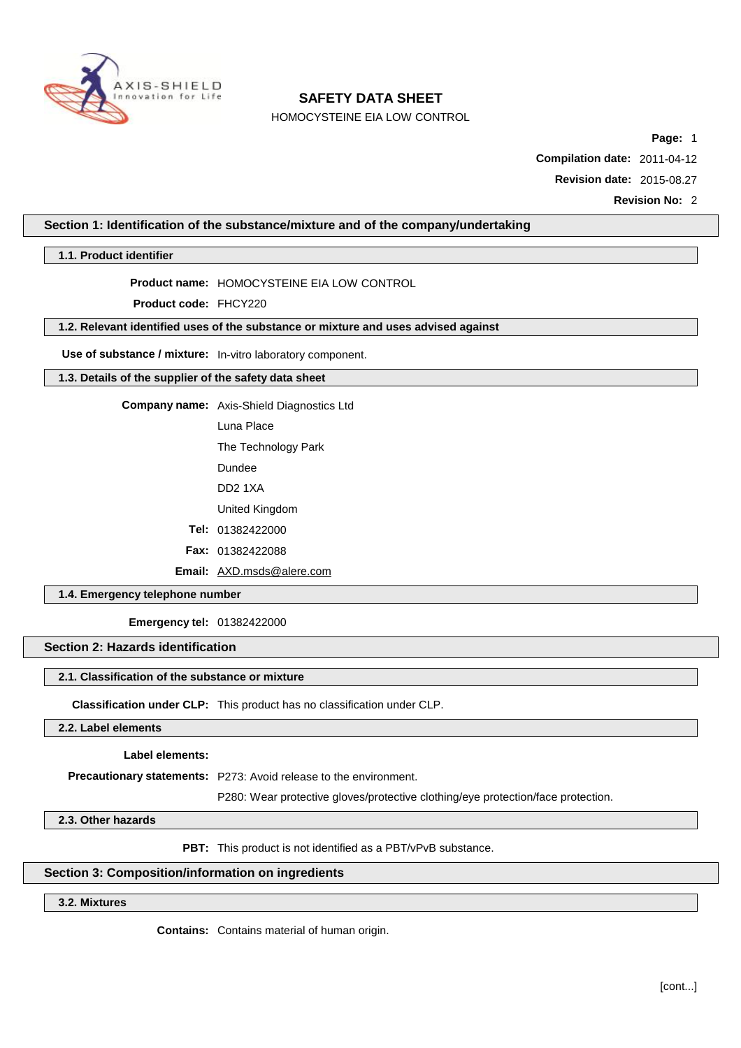# SAFETY DATA SHEET

HOMOCYSTEINE EIA LOW CONTROL

**Compilation date:** 2011-04-12

**Revision date:** 2015-08.27

**Revision No:** 2

## Section 1: Identification of the substance/mixture and of the company/undertaking

### 1.1. Product identifier

**Product name:** HOMOCYSTEINE EIA LOW CONTROL

**Product code:** FHCY220

### 1.2. Relevant identified uses of the substance or mixture and uses advised against

**Use of substance / mixture:** In-vitro laboratory component.

### 1.3. Details of the supplier of the safety data sheet

**Company name:** Axis-Shield Diagnostics Ltd

Luna Place

The Technology Park

Dundee

DD2 1XA

United Kingdom

**Tel:** 01382422000

**Fax:** 01382422088

**Email:** AXD.msds@alere.com

### 1.4. Emergency telephone number

**Emergency tel:** 01382422000

## Section 2: Hazards identification

### 2.1. Classification of the substance or mixture

**Classification under CLP:** This product has no classification under CLP.

### 2.2. Label elements

**Label elements:**

**Precautionary statements:** P273: Avoid release to the environment.

P280: Wear protective gloves/protective clothing/eye protection/face protection.

### 2.3. Other hazards

**PBT:** This product is not identified as a PBT/vPvB substance.

## Section 3: Composition/information on ingredients

### 3.2. Mixtures

**Contains:** Contains material of human origin.

[cont...]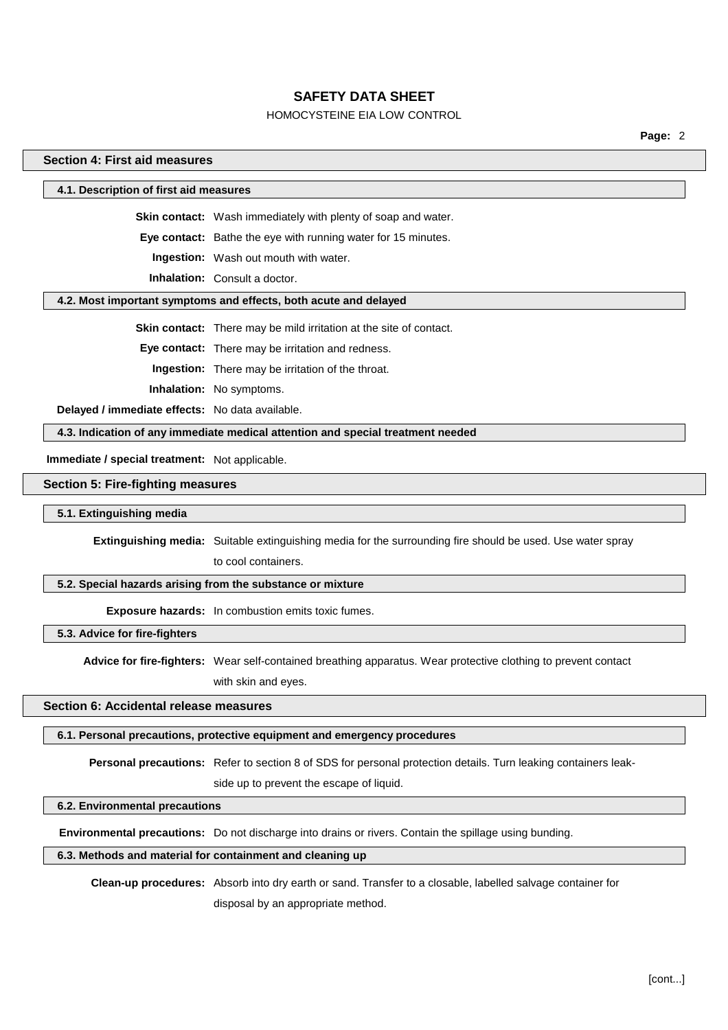## Section 4: First aid measures

### 4.1. Description of first aid measures

**Skin contact:** Wash immediately with plenty of soap and water.

**Eye contact:** Bathe the eye with running water for 15 minutes.

**Ingestion:** Wash out mouth with water.

**Inhalation:** Consult a doctor.

### 4.2. Most important symptoms and effects, both acute and delayed

**Skin contact:** There may be mild irritation at the site of contact.

**Eye contact:** There may be irritation and redness.

**Ingestion:** There may be irritation of the throat.

**Inhalation:** No symptoms.

**Delayed / immediate effects:** No data available.

### 4.3. Indication of any immediate medical attention and special treatment needed

**Immediate / special treatment:** Not applicable.

## Section 5: Fire-fighting measures

### 5.1. Extinguishing media

**Extinguishing media:** Suitable extinguishing media for the surrounding fire should be used. Use water spray to cool containers.

### 5.2. Special hazards arising from the substance or mixture

**Exposure hazards:** In combustion emits toxic fumes.

### 5.3. Advice for fire-fighters

**Advice for fire-fighters:** Wear self-contained breathing apparatus. Wear protective clothing to prevent contact with skin and eyes.

## Section 6: Accidental release measures

### 6.1. Personal precautions, protective equipment and emergency procedures

**Personal precautions:** Refer to section 8 of SDS for personal protection details. Turn leaking containers leak-side up to prevent the escape of liquid.

### 6.2. Environmental precautions

**Environmental precautions:** Do not discharge into drains or rivers. Contain the spillage using bunding.

### 6.3. Methods and material for containment and cleaning up

**Clean-up procedures:** Absorb into dry earth or sand. Transfer to a closable, labelled salvage container for disposal by an appropriate method.

[cont...]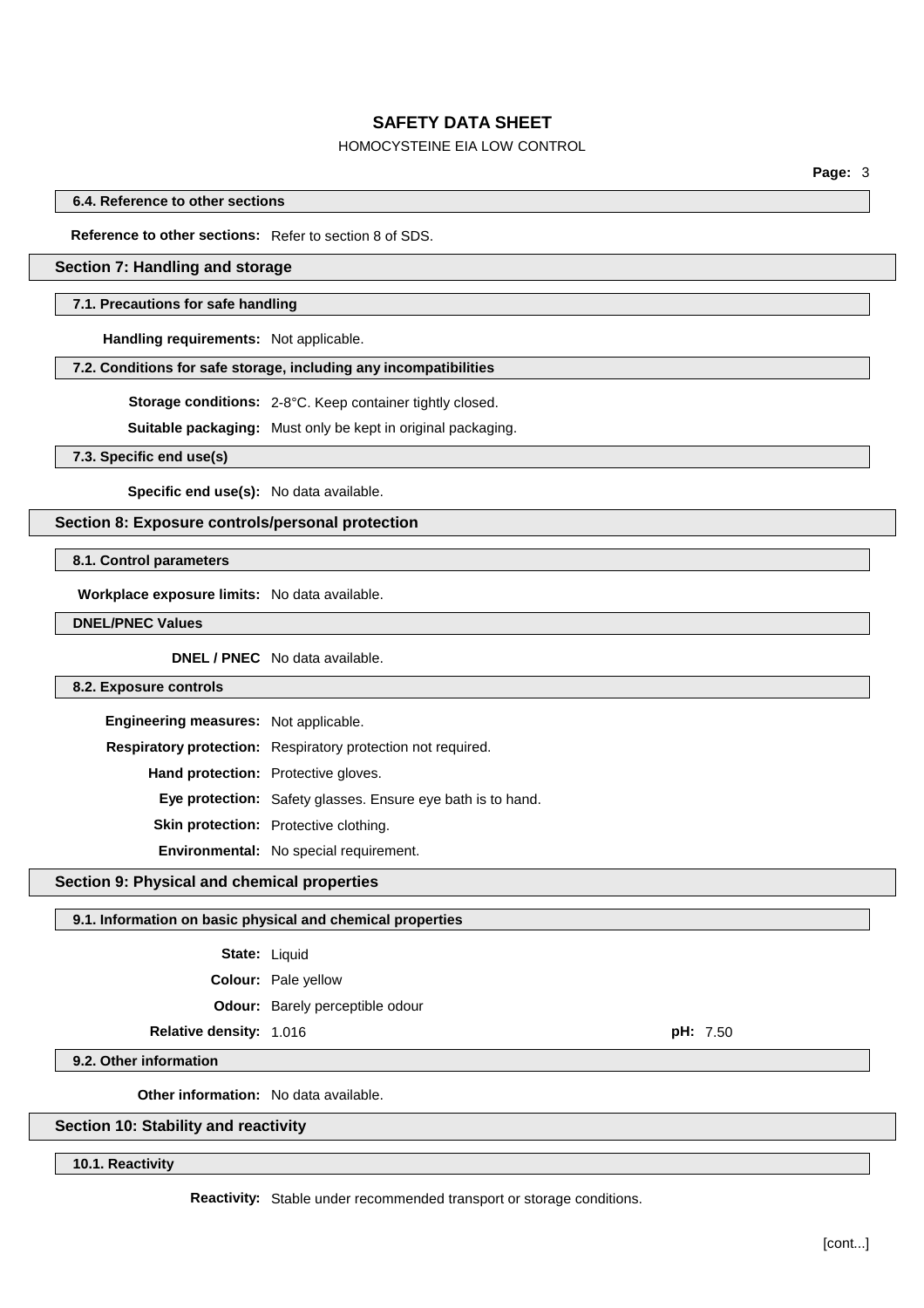### 6.4. Reference to other sections

**Reference to other sections:** Refer to section 8 of SDS.

## Section 7: Handling and storage

### 7.1. Precautions for safe handling

**Handling requirements:** Not applicable.

### 7.2. Conditions for safe storage, including any incompatibilities

**Storage conditions:** 2-8°C. Keep container tightly closed.

**Suitable packaging:** Must only be kept in original packaging.

### 7.3. Specific end use(s)

**Specific end use(s):** No data available.

## Section 8: Exposure controls/personal protection

### 8.1. Control parameters

**Workplace exposure limits:** No data available.

### DNEL/PNEC Values

**DNEL / PNEC** No data available.

### 8.2. Exposure controls

**Engineering measures:** Not applicable.

**Respiratory protection:** Respiratory protection not required.

**Hand protection:** Protective gloves.

**Eye protection:** Safety glasses. Ensure eye bath is to hand.

**Skin protection:** Protective clothing.

**Environmental:** No special requirement.

## Section 9: Physical and chemical properties

### 9.1. Information on basic physical and chemical properties

**State:** Liquid

**Colour:** Pale yellow

**Odour:** Barely perceptible odour

**Relative density:** 1.016

**pH:** 7.50

### 9.2. Other information

**Other information:** No data available.

## Section 10: Stability and reactivity

### 10.1. Reactivity

**Reactivity:** Stable under recommended transport or storage conditions.

[cont...]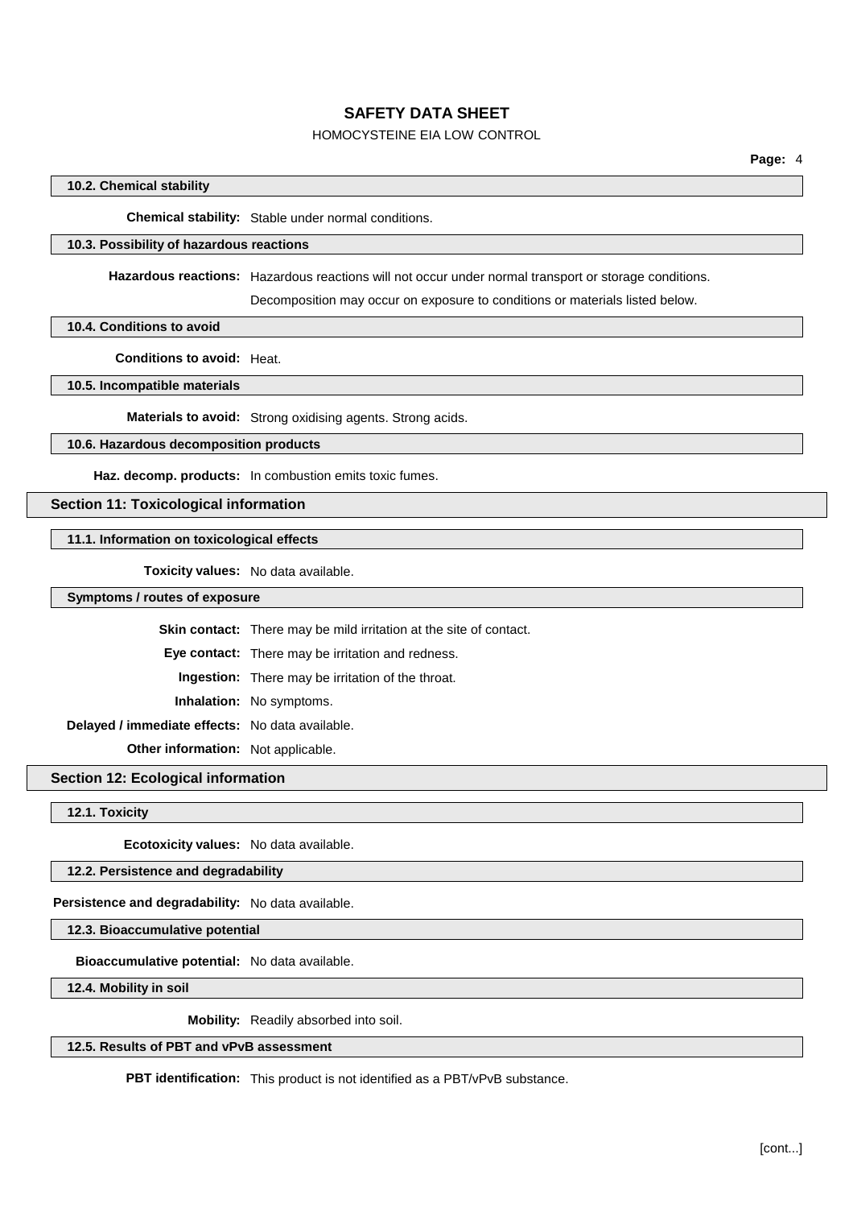### 10.2. Chemical stability

**Chemical stability:** Stable under normal conditions.

### 10.3. Possibility of hazardous reactions

**Hazardous reactions:** Hazardous reactions will not occur under normal transport or storage conditions.

Decomposition may occur on exposure to conditions or materials listed below.

### 10.4. Conditions to avoid

**Conditions to avoid:** Heat.

### 10.5. Incompatible materials

**Materials to avoid:** Strong oxidising agents. Strong acids.

### 10.6. Hazardous decomposition products

**Haz. decomp. products:** In combustion emits toxic fumes.

## Section 11: Toxicological information

### 11.1. Information on toxicological effects

**Toxicity values:** No data available.

### Symptoms / routes of exposure

**Skin contact:** There may be mild irritation at the site of contact.

**Eye contact:** There may be irritation and redness.

**Ingestion:** There may be irritation of the throat.

**Inhalation:** No symptoms.

**Delayed / immediate effects:** No data available.

**Other information:** Not applicable.

## Section 12: Ecological information

### 12.1. Toxicity

**Ecotoxicity values:** No data available.

### 12.2. Persistence and degradability

**Persistence and degradability:** No data available.

### 12.3. Bioaccumulative potential

**Bioaccumulative potential:** No data available.

### 12.4. Mobility in soil

**Mobility:** Readily absorbed into soil.

### 12.5. Results of PBT and vPvB assessment

**PBT identification:** This product is not identified as a PBT/vPvB substance.

[cont...]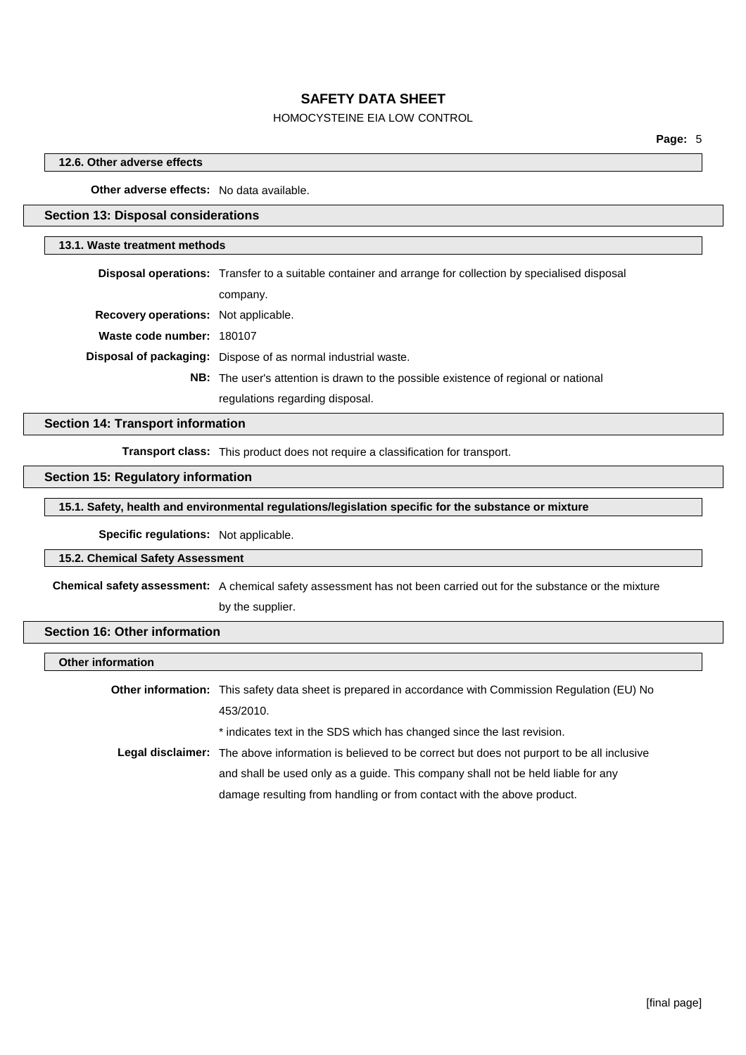### 12.6. Other adverse effects

**Other adverse effects:** No data available.

## Section 13: Disposal considerations

### 13.1. Waste treatment methods

**Disposal operations:** Transfer to a suitable container and arrange for collection by specialised disposal company.

**Recovery operations:** Not applicable.

**Waste code number:** 180107

**Disposal of packaging:** Dispose of as normal industrial waste.

**NB:** The user's attention is drawn to the possible existence of regional or national regulations regarding disposal.

## Section 14: Transport information

**Transport class:** This product does not require a classification for transport.

## Section 15: Regulatory information

### 15.1. Safety, health and environmental regulations/legislation specific for the substance or mixture

**Specific regulations:** Not applicable.

### 15.2. Chemical Safety Assessment

**Chemical safety assessment:** A chemical safety assessment has not been carried out for the substance or the mixture by the supplier.

## Section 16: Other information

### Other information

**Other information:** This safety data sheet is prepared in accordance with Commission Regulation (EU) No 453/2010.

* indicates text in the SDS which has changed since the last revision.

**Legal disclaimer:** The above information is believed to be correct but does not purport to be all inclusive and shall be used only as a guide. This company shall not be held liable for any damage resulting from handling or from contact with the above product.

[final page]